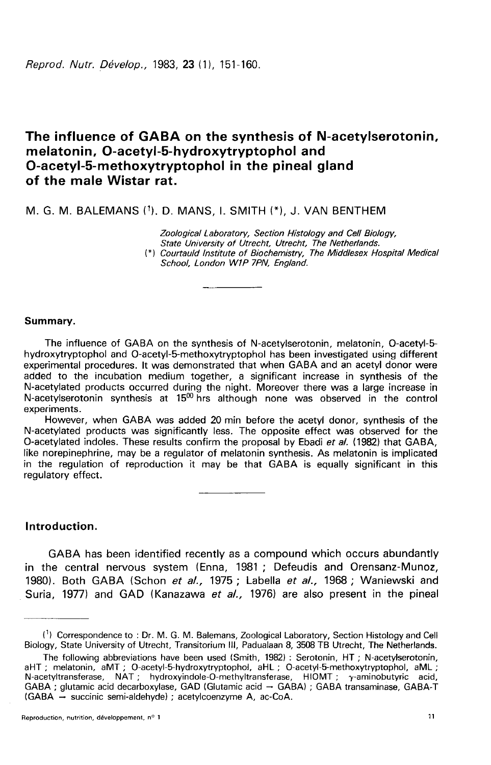# The influence of GABA on the synthesis of N-acetylserotonin, melatonin, O-acetyl-5-hydroxytryptophol and O-acetyl-5-methoxytryptophol in the pineal gland of the male Wistar rat.

M. G. M. BALEMANS [1], D. MANS, I. SMITH (*), J. VAN BENTHEM

*Zoological Laboratory, Section Histology and Cell Biology, State University of Utrecht, Utrecht, The Netherlands.*

(*) *Courtauld Institute of Biochemistry, The Middlesex Hospital Medical School, London W1P 7PN, England.*

## Summary.

The influence of GABA on the synthesis of N-acetylserotonin, melatonin, O-acetyl-5-hydroxytryptophol and O-acetyl-5-methoxytryptophol has been investigated using different experimental procedures. It was demonstrated that when GABA and an acetyl donor were added to the incubation medium together, a significant increase in synthesis of the N-acetylated products occurred during the night. Moreover there was a large increase in N-acetylserotonin synthesis at $15^{00}$ hrs although none was observed in the control experiments.

However, when GABA was added 20 min before the acetyl donor, synthesis of the N-acetylated products was significantly less. The opposite effect was observed for the O-acetylated indoles. These results confirm the proposal by Ebadi *et al.* (1982) that GABA, like norepinephrine, may be a regulator of melatonin synthesis. As melatonin is implicated in the regulation of reproduction it may be that GABA is equally significant in this regulatory effect.

## Introduction.

GABA has been identified recently as a compound which occurs abundantly in the central nervous system (Enna, 1981 ; Defeudis and Orensanz-Munoz, 1980). Both GABA (Schon *et al.*, 1975 ; Labella *et al.*, 1968 ; Waniewski and Suria, 1977) and GAD (Kanazawa *et al.*, 1976) are also present in the pineal

---

[1] Correspondence to : Dr. M. G. M. Balemans, Zoological Laboratory, Section Histology and Cell Biology, State University of Utrecht, Transitorium III, Padualaan 8, 3508 TB Utrecht, The Netherlands.

The following abbreviations have been used (Smith, 1982) : Serotonin, HT ; N-acetylserotonin, aHT ; melatonin, aMT ; O-acetyl-5-hydroxytryptophol, aHL ; O-acetyl-5-methoxytryptophol, aML ; N-acetyltransferase, NAT ; hydroxyindole-O-methyltransferase, HIOMT ; γ-aminobutyric acid, GABA ; glutamic acid decarboxylase, GAD (Glutamic acid → GABA) ; GABA transaminase, GABA-T (GABA → succinic semi-aldehyde) ; acetylcoenzyme A, ac-CoA.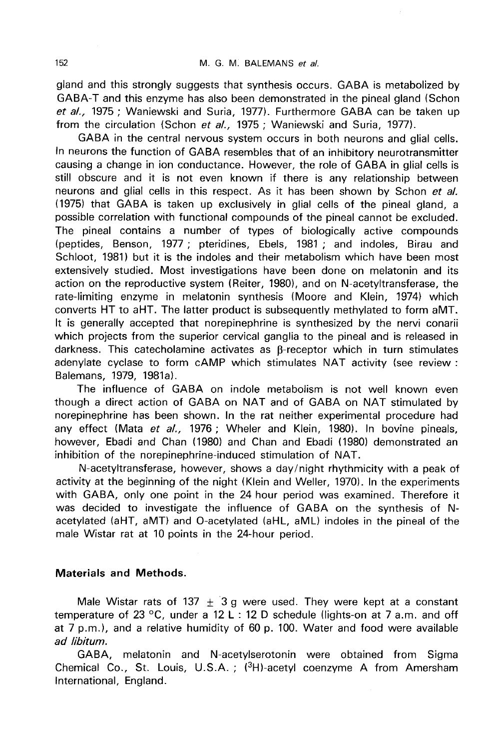gland and this strongly suggests that synthesis occurs. GABA is metabolized by GABA-T and this enzyme has also been demonstrated in the pineal gland (Schon *et al.,* 1975 ; Waniewski and Suria, 1977). Furthermore GABA can be taken up from the circulation (Schon *et al.,* 1975 ; Waniewski and Suria, 1977).

GABA in the central nervous system occurs in both neurons and glial cells. In neurons the function of GABA resembles that of an inhibitory neurotransmitter causing a change in ion conductance. However, the role of GABA in glial cells is still obscure and it is not even known if there is any relationship between neurons and glial cells in this respect. As it has been shown by Schon *et al.* (1975) that GABA is taken up exclusively in glial cells of the pineal gland, a possible correlation with functional compounds of the pineal cannot be excluded. The pineal contains a number of types of biologically active compounds (peptides, Benson, 1977 ; pteridines, Ebels, 1981 ; and indoles, Birau and Schloot, 1981) but it is the indoles and their metabolism which have been most extensively studied. Most investigations have been done on melatonin and its action on the reproductive system (Reiter, 1980), and on N-acetyltransferase, the rate-limiting enzyme in melatonin synthesis (Moore and Klein, 1974) which converts HT to aHT. The latter product is subsequently methylated to form aMT. It is generally accepted that norepinephrine is synthesized by the nervi conarii which projects from the superior cervical ganglia to the pineal and is released in darkness. This catecholamine activates as β-receptor which in turn stimulates adenylate cyclase to form cAMP which stimulates NAT activity (see review : Balemans, 1979, 1981a).

The influence of GABA on indole metabolism is not well known even though a direct action of GABA on NAT and of GABA on NAT stimulated by norepinephrine has been shown. In the rat neither experimental procedure had any effect (Mata *et al.,* 1976 ; Wheler and Klein, 1980). In bovine pineals, however, Ebadi and Chan (1980) and Chan and Ebadi (1980) demonstrated an inhibition of the norepinephrine-induced stimulation of NAT.

N-acetyltransferase, however, shows a day/night rhythmicity with a peak of activity at the beginning of the night (Klein and Weller, 1970). In the experiments with GABA, only one point in the 24 hour period was examined. Therefore it was decided to investigate the influence of GABA on the synthesis of N-acetylated (aHT, aMT) and O-acetylated (aHL, aML) indoles in the pineal of the male Wistar rat at 10 points in the 24-hour period.

## Materials and Methods.

Male Wistar rats of 137 ± 3 g were used. They were kept at a constant temperature of 23 °C, under a 12 L : 12 D schedule (lights-on at 7 a.m. and off at 7 p.m.), and a relative humidity of 60 p. 100. Water and food were available *ad libitum.*

GABA, melatonin and N-acetylserotonin were obtained from Sigma Chemical Co., St. Louis, U.S.A. ; ($^{3}$H)-acetyl coenzyme A from Amersham International, England.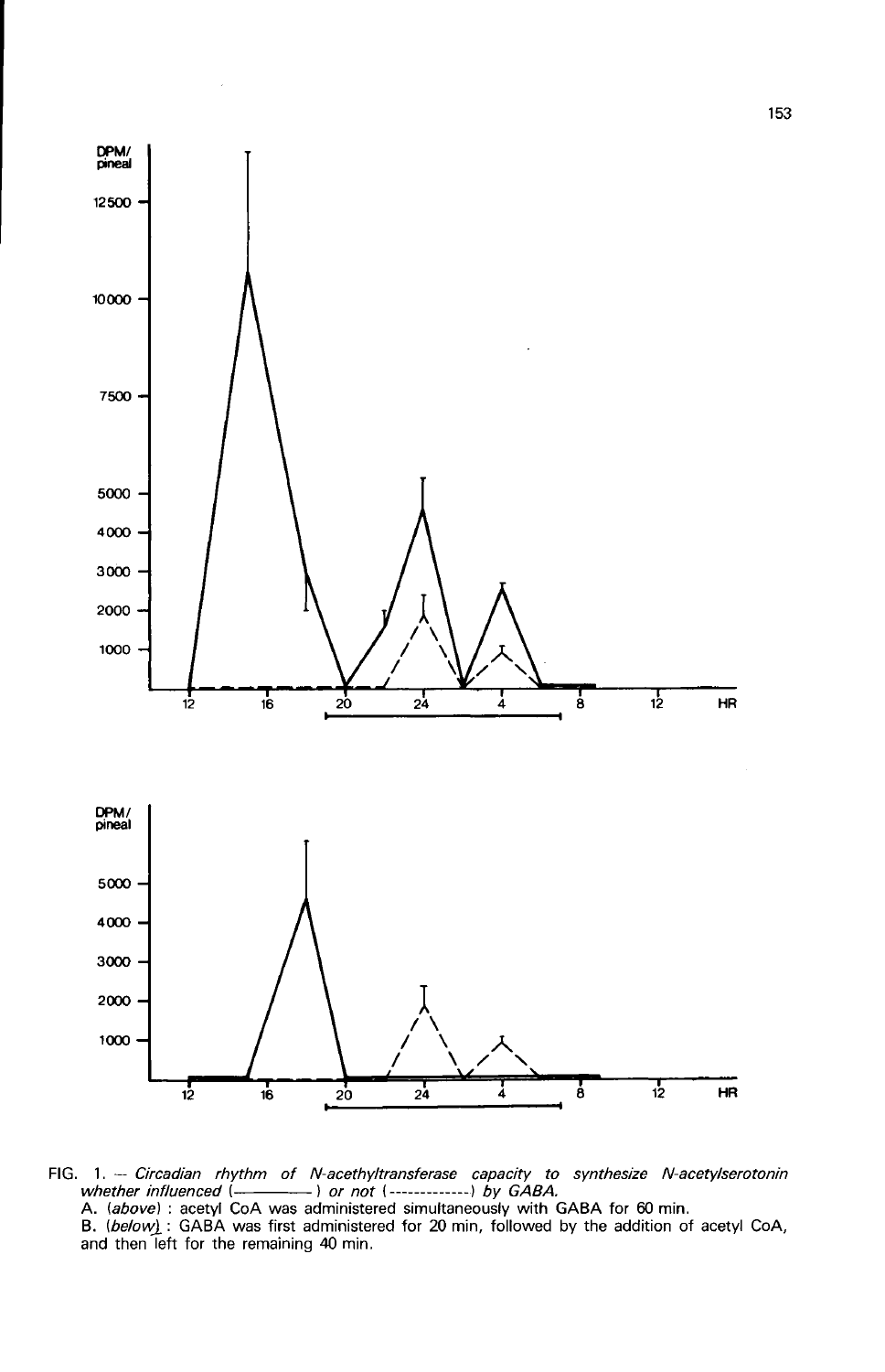FIG. 1. — *Circadian rhythm of N-acethyltransferase capacity to synthesize N-acetylserotonin whether influenced (————) or not (-------------) by GABA.*

A. (*above*) : acetyl CoA was administered simultaneously with GABA for 60 min.

B. (*below*) : GABA was first administered for 20 min, followed by the addition of acetyl CoA, and then left for the remaining 40 min.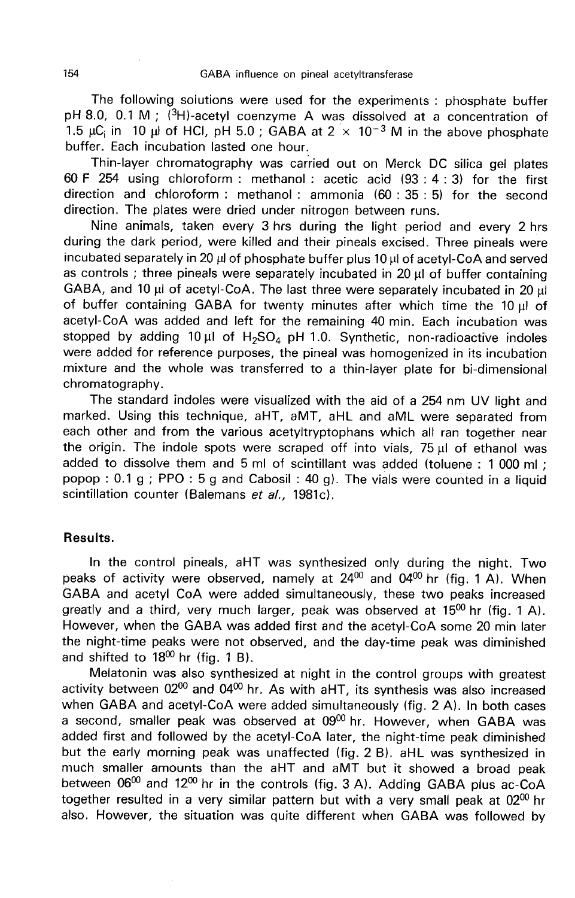The following solutions were used for the experiments : phosphate buffer pH 8.0, 0.1 M ; ($^3$H)-acetyl coenzyme A was dissolved at a concentration of 1.5 μCi in 10 μl of HCl, pH 5.0 ; GABA at $2 \times 10^{-3}$ M in the above phosphate buffer. Each incubation lasted one hour.

Thin-layer chromatography was carried out on Merck DC silica gel plates 60 F 254 using chloroform : methanol : acetic acid (93 : 4 : 3) for the first direction and chloroform : methanol : ammonia (60 : 35 : 5) for the second direction. The plates were dried under nitrogen between runs.

Nine animals, taken every 3 hrs during the light period and every 2 hrs during the dark period, were killed and their pineals excised. Three pineals were incubated separately in 20 μl of phosphate buffer plus 10 μl of acetyl-CoA and served as controls ; three pineals were separately incubated in 20 μl of buffer containing GABA, and 10 μl of acetyl-CoA. The last three were separately incubated in 20 μl of buffer containing GABA for twenty minutes after which time the 10 μl of acetyl-CoA was added and left for the remaining 40 min. Each incubation was stopped by adding 10 μl of $H_2SO_4$ pH 1.0. Synthetic, non-radioactive indoles were added for reference purposes, the pineal was homogenized in its incubation mixture and the whole was transferred to a thin-layer plate for bi-dimensional chromatography.

The standard indoles were visualized with the aid of a 254 nm UV light and marked. Using this technique, aHT, aMT, aHL and aML were separated from each other and from the various acetyltryptophans which all ran together near the origin. The indole spots were scraped off into vials, 75 μl of ethanol was added to dissolve them and 5 ml of scintillant was added (toluene : 1 000 ml ; popop : 0.1 g ; PPO : 5 g and Cabosil : 40 g). The vials were counted in a liquid scintillation counter (Balemans *et al.*, 1981c).

## Results.

In the control pineals, aHT was synthesized only during the night. Two peaks of activity were observed, namely at $24^{00}$ and $04^{00}$ hr (fig. 1 A). When GABA and acetyl CoA were added simultaneously, these two peaks increased greatly and a third, very much larger, peak was observed at $15^{00}$ hr (fig. 1 A). However, when the GABA was added first and the acetyl-CoA some 20 min later the night-time peaks were not observed, and the day-time peak was diminished and shifted to $18^{00}$ hr (fig. 1 B).

Melatonin was also synthesized at night in the control groups with greatest activity between $02^{00}$ and $04^{00}$ hr. As with aHT, its synthesis was also increased when GABA and acetyl-CoA were added simultaneously (fig. 2 A). In both cases a second, smaller peak was observed at $09^{00}$ hr. However, when GABA was added first and followed by the acetyl-CoA later, the night-time peak diminished but the early morning peak was unaffected (fig. 2 B). aHL was synthesized in much smaller amounts than the aHT and aMT but it showed a broad peak between $06^{00}$ and $12^{00}$ hr in the controls (fig. 3 A). Adding GABA plus ac-CoA together resulted in a very similar pattern but with a very small peak at $02^{00}$ hr also. However, the situation was quite different when GABA was followed by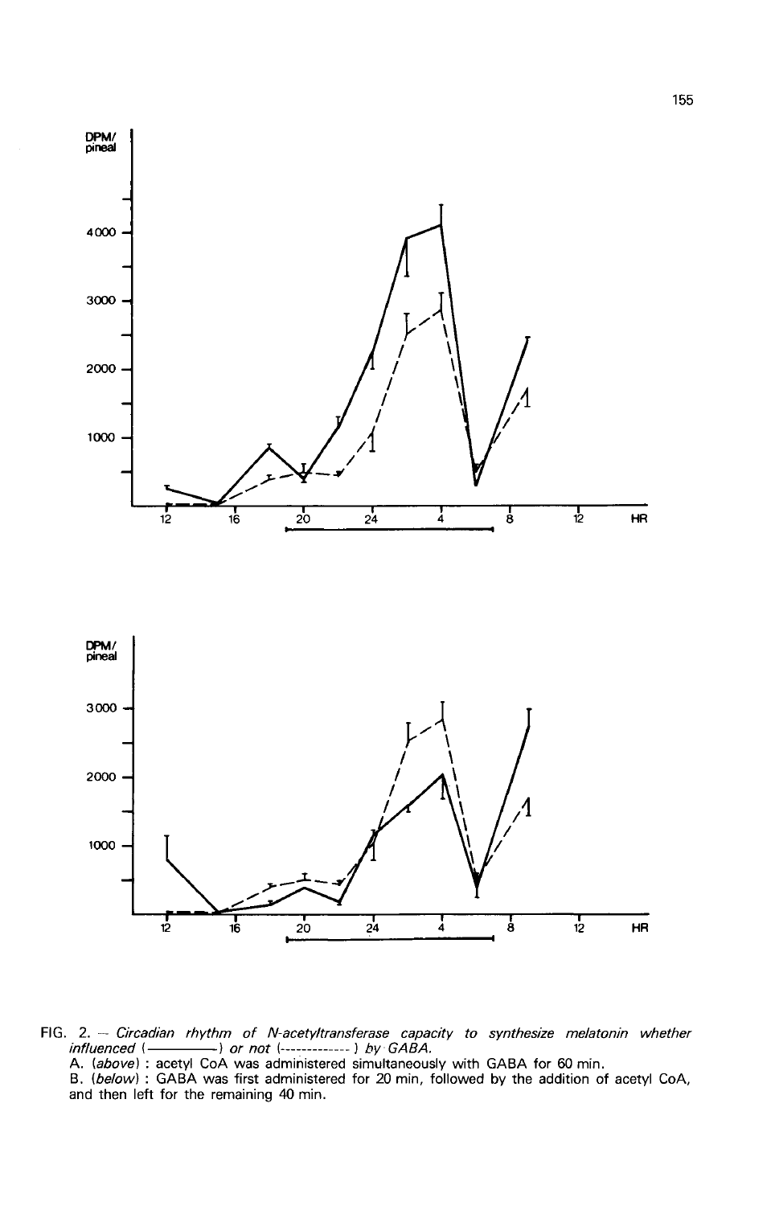FIG. 2. — *Circadian rhythm of N-acetyltransferase capacity to synthesize melatonin whether influenced (————) or not (------------) by GABA.*

A. (*above*) : acetyl CoA was administered simultaneously with GABA for 60 min.

B. (*below*) : GABA was first administered for 20 min, followed by the addition of acetyl CoA, and then left for the remaining 40 min.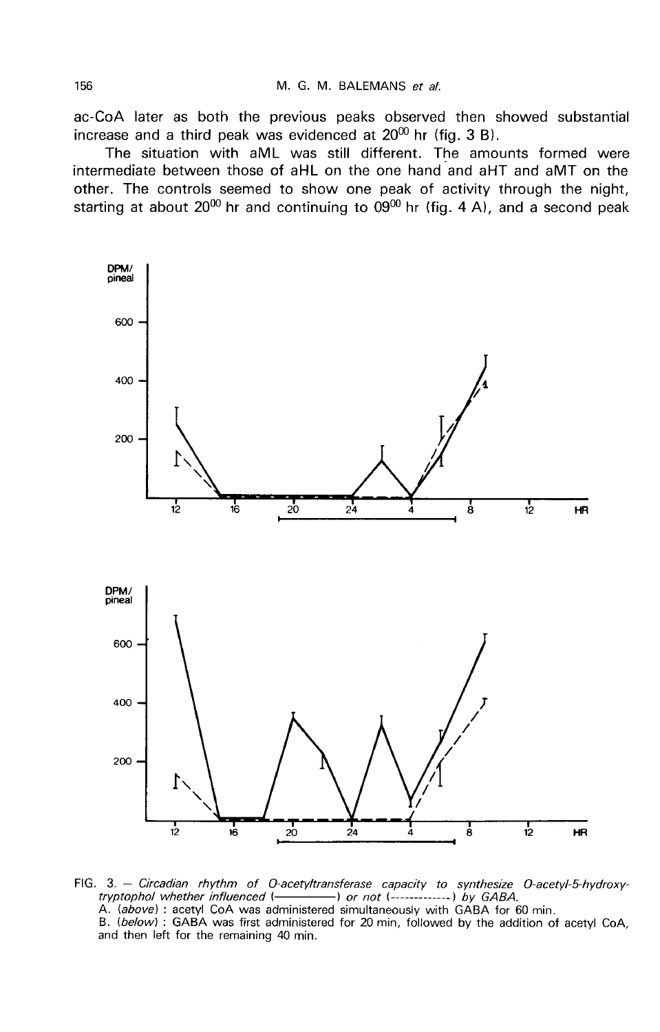ac-CoA later as both the previous peaks observed then showed substantial increase and a third peak was evidenced at $20^{00}$ hr (fig. 3 B).

The situation with aML was still different. The amounts formed were intermediate between those of aHL on the one hand and aHT and aMT on the other. The controls seemed to show one peak of activity through the night, starting at about $20^{00}$ hr and continuing to $09^{00}$ hr (fig. 4 A), and a second peak

FIG. 3. — *Circadian rhythm of O-acetyltransferase capacity to synthesize O-acetyl-5-hydroxytryptophol whether influenced (————) or not (- - - - - - -) by GABA.*
A. (*above*) : acetyl CoA was administered simultaneously with GABA for 60 min.
B. (*below*) : GABA was first administered for 20 min, followed by the addition of acetyl CoA, and then left for the remaining 40 min.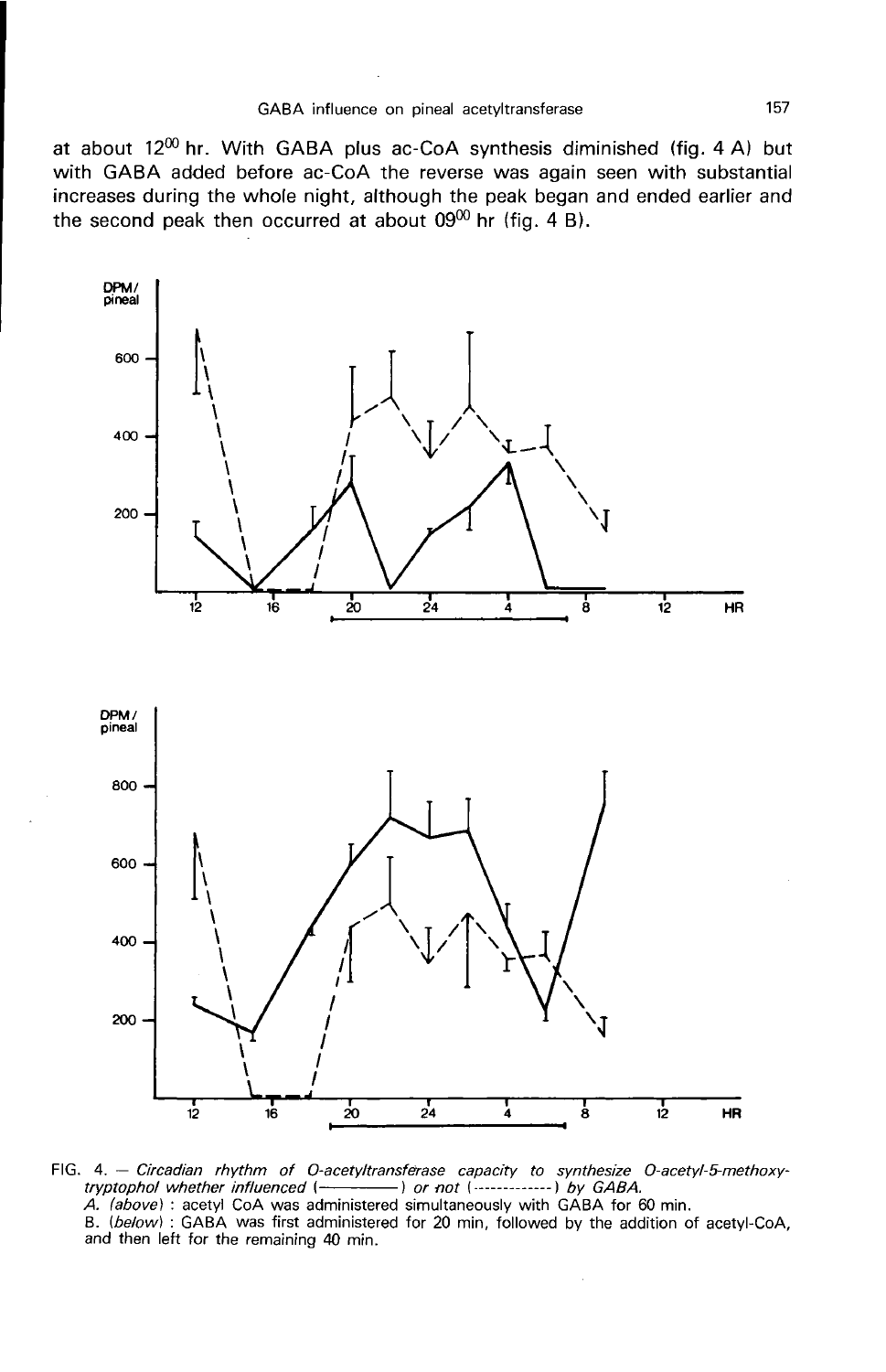at about $12^{00}$ hr. With GABA plus ac-CoA synthesis diminished (fig. 4 A) but with GABA added before ac-CoA the reverse was again seen with substantial increases during the whole night, although the peak began and ended earlier and the second peak then occurred at about $09^{00}$ hr (fig. 4 B).

FIG. 4. — *Circadian rhythm of O-acetyltransferase capacity to synthesize O-acetyl-5-methoxytryptophol whether influenced (————) or not (------------) by GABA.*
*A. (above)* : acetyl CoA was administered simultaneously with GABA for 60 min.
B. *(below)* : GABA was first administered for 20 min, followed by the addition of acetyl-CoA, and then left for the remaining 40 min.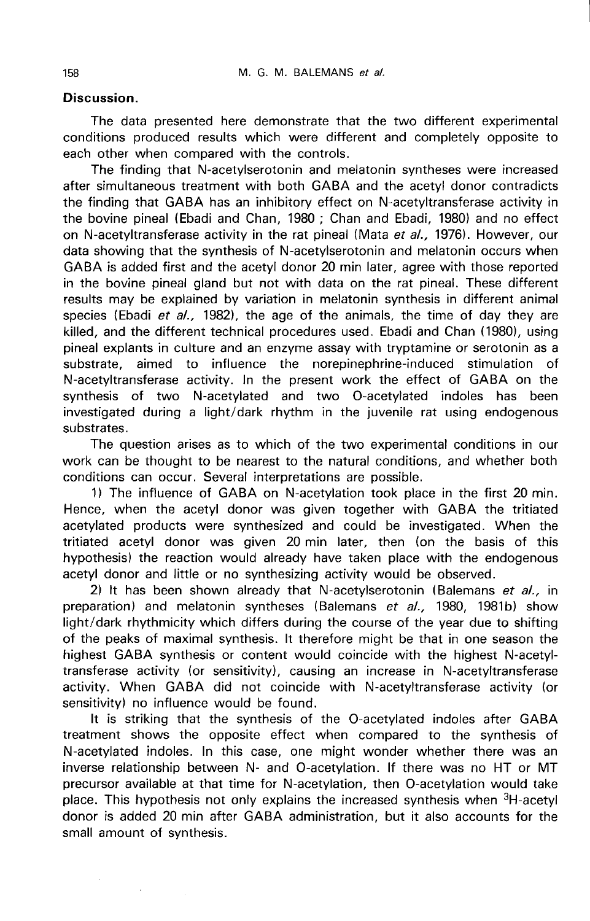## Discussion.

The data presented here demonstrate that the two different experimental conditions produced results which were different and completely opposite to each other when compared with the controls.

The finding that N-acetylserotonin and melatonin syntheses were increased after simultaneous treatment with both GABA and the acetyl donor contradicts the finding that GABA has an inhibitory effect on N-acetyltransferase activity in the bovine pineal (Ebadi and Chan, 1980 ; Chan and Ebadi, 1980) and no effect on N-acetyltransferase activity in the rat pineal (Mata *et al.,* 1976). However, our data showing that the synthesis of N-acetylserotonin and melatonin occurs when GABA is added first and the acetyl donor 20 min later, agree with those reported in the bovine pineal gland but not with data on the rat pineal. These different results may be explained by variation in melatonin synthesis in different animal species (Ebadi *et al.,* 1982), the age of the animals, the time of day they are killed, and the different technical procedures used. Ebadi and Chan (1980), using pineal explants in culture and an enzyme assay with tryptamine or serotonin as a substrate, aimed to influence the norepinephrine-induced stimulation of N-acetyltransferase activity. In the present work the effect of GABA on the synthesis of two N-acetylated and two O-acetylated indoles has been investigated during a light/dark rhythm in the juvenile rat using endogenous substrates.

The question arises as to which of the two experimental conditions in our work can be thought to be nearest to the natural conditions, and whether both conditions can occur. Several interpretations are possible.

1) The influence of GABA on N-acetylation took place in the first 20 min. Hence, when the acetyl donor was given together with GABA the tritiated acetylated products were synthesized and could be investigated. When the tritiated acetyl donor was given 20 min later, then (on the basis of this hypothesis) the reaction would already have taken place with the endogenous acetyl donor and little or no synthesizing activity would be observed.

2) It has been shown already that N-acetylserotonin (Balemans *et al.,* in preparation) and melatonin syntheses (Balemans *et al.,* 1980, 1981b) show light/dark rhythmicity which differs during the course of the year due to shifting of the peaks of maximal synthesis. It therefore might be that in one season the highest GABA synthesis or content would coincide with the highest N-acetyltransferase activity (or sensitivity), causing an increase in N-acetyltransferase activity. When GABA did not coincide with N-acetyltransferase activity (or sensitivity) no influence would be found.

It is striking that the synthesis of the O-acetylated indoles after GABA treatment shows the opposite effect when compared to the synthesis of N-acetylated indoles. In this case, one might wonder whether there was an inverse relationship between N- and O-acetylation. If there was no HT or MT precursor available at that time for N-acetylation, then O-acetylation would take place. This hypothesis not only explains the increased synthesis when $^3$H-acetyl donor is added 20 min after GABA administration, but it also accounts for the small amount of synthesis.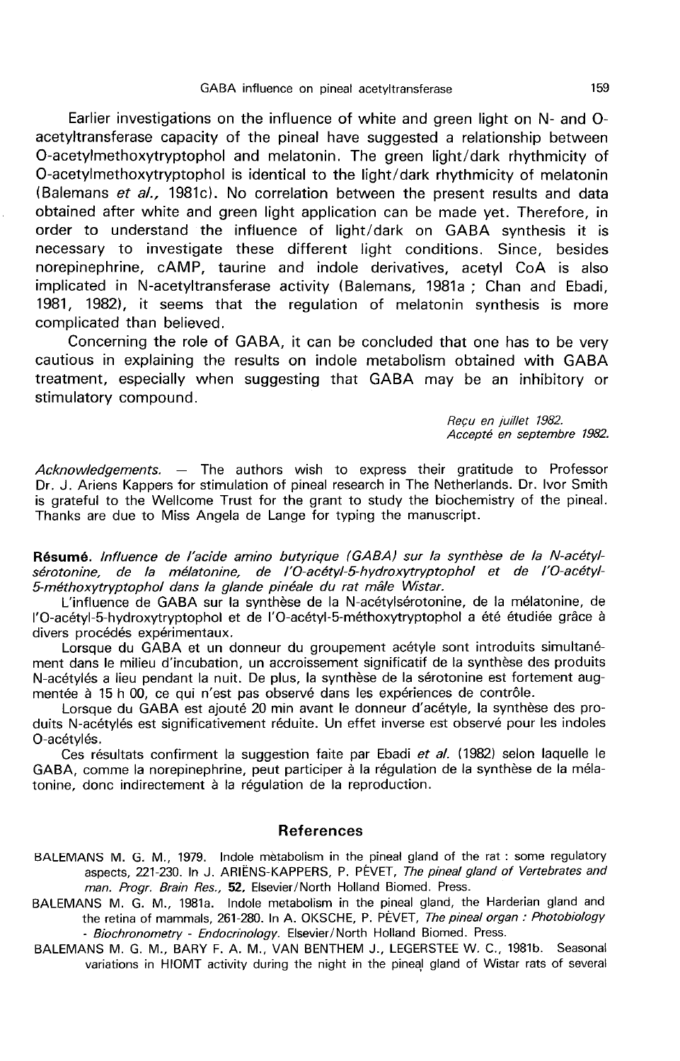Earlier investigations on the influence of white and green light on N- and O-acetyltransferase capacity of the pineal have suggested a relationship between O-acetylmethoxytryptophol and melatonin. The green light/dark rhythmicity of O-acetylmethoxytryptophol is identical to the light/dark rhythmicity of melatonin (Balemans *et al.,* 1981c). No correlation between the present results and data obtained after white and green light application can be made yet. Therefore, in order to understand the influence of light/dark on GABA synthesis it is necessary to investigate these different light conditions. Since, besides norepinephrine, cAMP, taurine and indole derivatives, acetyl CoA is also implicated in N-acetyltransferase activity (Balemans, 1981a ; Chan and Ebadi, 1981, 1982), it seems that the regulation of melatonin synthesis is more complicated than believed.

Concerning the role of GABA, it can be concluded that one has to be very cautious in explaining the results on indole metabolism obtained with GABA treatment, especially when suggesting that GABA may be an inhibitory or stimulatory compound.

*Reçu en juillet 1982.*
*Accepté en septembre 1982.*

*Acknowledgements.* — The authors wish to express their gratitude to Professor Dr. J. Ariens Kappers for stimulation of pineal research in The Netherlands. Dr. Ivor Smith is grateful to the Wellcome Trust for the grant to study the biochemistry of the pineal. Thanks are due to Miss Angela de Lange for typing the manuscript.

**Résumé.** *Influence de l'acide amino butyrique (GABA) sur la synthèse de la N-acétylsérotonine, de la mélatonine, de l'O-acétyl-5-hydroxytryptophol et de l'O-acétyl-5-méthoxytryptophol dans la glande pinéale du rat mâle Wistar.*

L'influence de GABA sur la synthèse de la N-acétylsérotonine, de la mélatonine, de l'O-acétyl-5-hydroxytryptophol et de l'O-acétyl-5-méthoxytryptophol a été étudiée grâce à divers procédés expérimentaux.

Lorsque du GABA et un donneur du groupement acétyle sont introduits simultanément dans le milieu d'incubation, un accroissement significatif de la synthèse des produits N-acétylés a lieu pendant la nuit. De plus, la synthèse de la sérotonine est fortement augmentée à 15 h 00, ce qui n'est pas observé dans les expériences de contrôle.

Lorsque du GABA est ajouté 20 min avant le donneur d'acétyle, la synthèse des produits N-acétylés est significativement réduite. Un effet inverse est observé pour les indoles O-acétylés.

Ces résultats confirment la suggestion faite par Ebadi *et al.* (1982) selon laquelle le GABA, comme la norepinephrine, peut participer à la régulation de la synthèse de la mélatonine, donc indirectement à la régulation de la reproduction.

## References

BALEMANS M. G. M., 1979. Indole metabolism in the pineal gland of the rat : some regulatory aspects, 221-230. In J. ARIËNS-KAPPERS, P. PÉVET, *The pineal gland of Vertebrates and man. Progr. Brain Res.,* **52,** Elsevier/North Holland Biomed. Press.

BALEMANS M. G. M., 1981a. Indole metabolism in the pineal gland, the Harderian gland and the retina of mammals, 261-280. In A. OKSCHE, P. PÉVET, *The pineal organ : Photobiology - Biochronometry - Endocrinology.* Elsevier/North Holland Biomed. Press.

BALEMANS M. G. M., BARY F. A. M., VAN BENTHEM J., LEGERSTEE W. C., 1981b. Seasonal variations in HIOMT activity during the night in the pineal gland of Wistar rats of several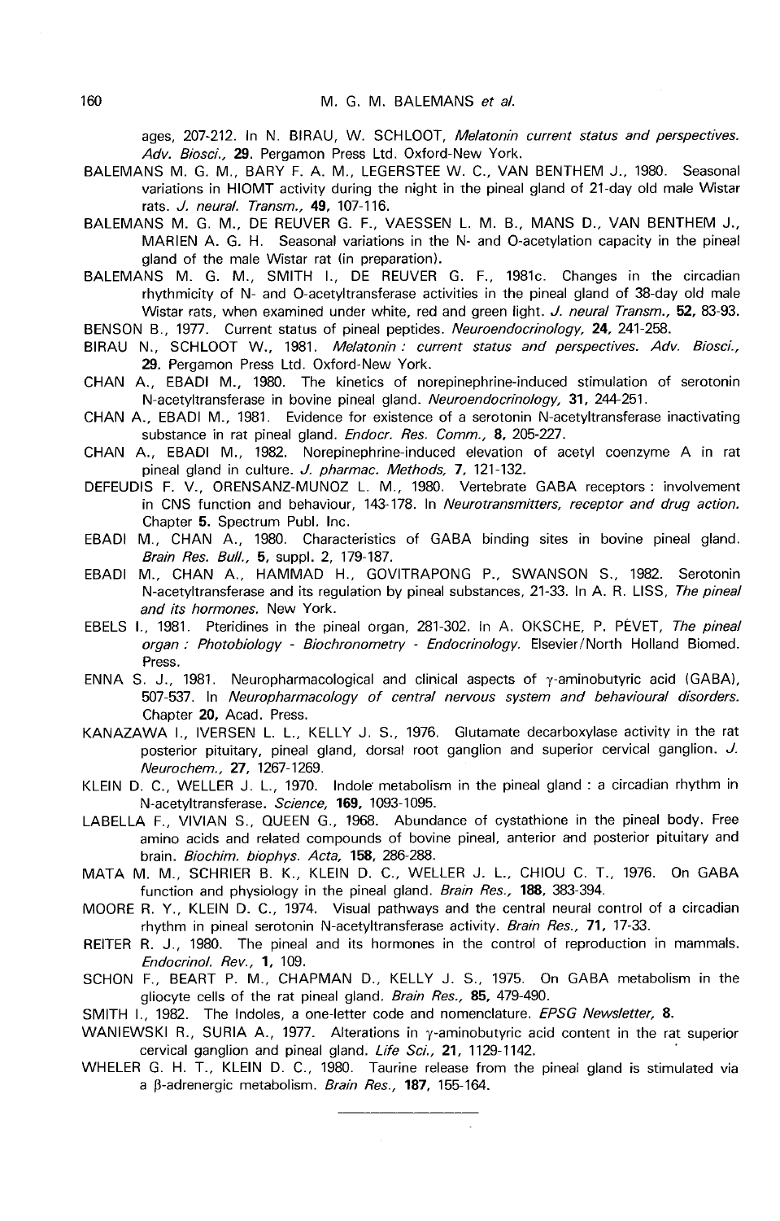ages, 207-212. In N. BIRAU, W. SCHLOOT, *Melatonin current status and perspectives. Adv. Biosci.*, **29**. Pergamon Press Ltd. Oxford-New York.

BALEMANS M. G. M., BARY F. A. M., LEGERSTEE W. C., VAN BENTHEM J., 1980. Seasonal variations in HIOMT activity during the night in the pineal gland of 21-day old male Wistar rats. *J. neural. Transm.*, **49**, 107-116.

BALEMANS M. G. M., DE REUVER G. F., VAESSEN L. M. B., MANS D., VAN BENTHEM J., MARIEN A. G. H. Seasonal variations in the N- and O-acetylation capacity in the pineal gland of the male Wistar rat (in preparation).

BALEMANS M. G. M., SMITH I., DE REUVER G. F., 1981c. Changes in the circadian rhythmicity of N- and O-acetyltransferase activities in the pineal gland of 38-day old male Wistar rats, when examined under white, red and green light. *J. neural Transm.*, **52**, 83-93.

BENSON B., 1977. Current status of pineal peptides. *Neuroendocrinology*, **24**, 241-258.

BIRAU N., SCHLOOT W., 1981. *Melatonin : current status and perspectives. Adv. Biosci.*, **29**. Pergamon Press Ltd. Oxford-New York.

CHAN A., EBADI M., 1980. The kinetics of norepinephrine-induced stimulation of serotonin N-acetyltransferase in bovine pineal gland. *Neuroendocrinology*, **31**, 244-251.

CHAN A., EBADI M., 1981. Evidence for existence of a serotonin N-acetyltransferase inactivating substance in rat pineal gland. *Endocr. Res. Comm.*, **8**, 205-227.

CHAN A., EBADI M., 1982. Norepinephrine-induced elevation of acetyl coenzyme A in rat pineal gland in culture. *J. pharmac. Methods*, **7**, 121-132.

DEFEUDIS F. V., ORENSANZ-MUNOZ L. M., 1980. Vertebrate GABA receptors : involvement in CNS function and behaviour, 143-178. In *Neurotransmitters, receptor and drug action.* Chapter **5**. Spectrum Publ. Inc.

EBADI M., CHAN A., 1980. Characteristics of GABA binding sites in bovine pineal gland. *Brain Res. Bull.*, **5**, suppl. 2, 179-187.

EBADI M., CHAN A., HAMMAD H., GOVITRAPONG P., SWANSON S., 1982. Serotonin N-acetyltransferase and its regulation by pineal substances, 21-33. In A. R. LISS, *The pineal and its hormones.* New York.

EBELS I., 1981. Pteridines in the pineal organ, 281-302. In A. OKSCHE, P. PÉVET, *The pineal organ : Photobiology - Biochronometry - Endocrinology.* Elsevier/North Holland Biomed. Press.

ENNA S. J., 1981. Neuropharmacological and clinical aspects of γ-aminobutyric acid (GABA), 507-537. In *Neuropharmacology of central nervous system and behavioural disorders.* Chapter **20**, Acad. Press.

KANAZAWA I., IVERSEN L. L., KELLY J. S., 1976. Glutamate decarboxylase activity in the rat posterior pituitary, pineal gland, dorsal root ganglion and superior cervical ganglion. *J. Neurochem.*, **27**, 1267-1269.

KLEIN D. C., WELLER J. L., 1970. Indole metabolism in the pineal gland : a circadian rhythm in N-acetyltransferase. *Science*, **169**, 1093-1095.

LABELLA F., VIVIAN S., QUEEN G., 1968. Abundance of cystathione in the pineal body. Free amino acids and related compounds of bovine pineal, anterior and posterior pituitary and brain. *Biochim. biophys. Acta*, **158**, 286-288.

MATA M. M., SCHRIER B. K., KLEIN D. C., WELLER J. L., CHIOU C. T., 1976. On GABA function and physiology in the pineal gland. *Brain Res.*, **188**, 383-394.

MOORE R. Y., KLEIN D. C., 1974. Visual pathways and the central neural control of a circadian rhythm in pineal serotonin N-acetyltransferase activity. *Brain Res.*, **71**, 17-33.

REITER R. J., 1980. The pineal and its hormones in the control of reproduction in mammals. *Endocrinol. Rev.*, **1**, 109.

SCHON F., BEART P. M., CHAPMAN D., KELLY J. S., 1975. On GABA metabolism in the gliocyte cells of the rat pineal gland. *Brain Res.*, **85**, 479-490.

SMITH I., 1982. The Indoles, a one-letter code and nomenclature. *EPSG Newsletter*, **8**.

WANIEWSKI R., SURIA A., 1977. Alterations in γ-aminobutyric acid content in the rat superior cervical ganglion and pineal gland. *Life Sci.*, **21**, 1129-1142.

WHELER G. H. T., KLEIN D. C., 1980. Taurine release from the pineal gland is stimulated via a β-adrenergic metabolism. *Brain Res.*, **187**, 155-164.